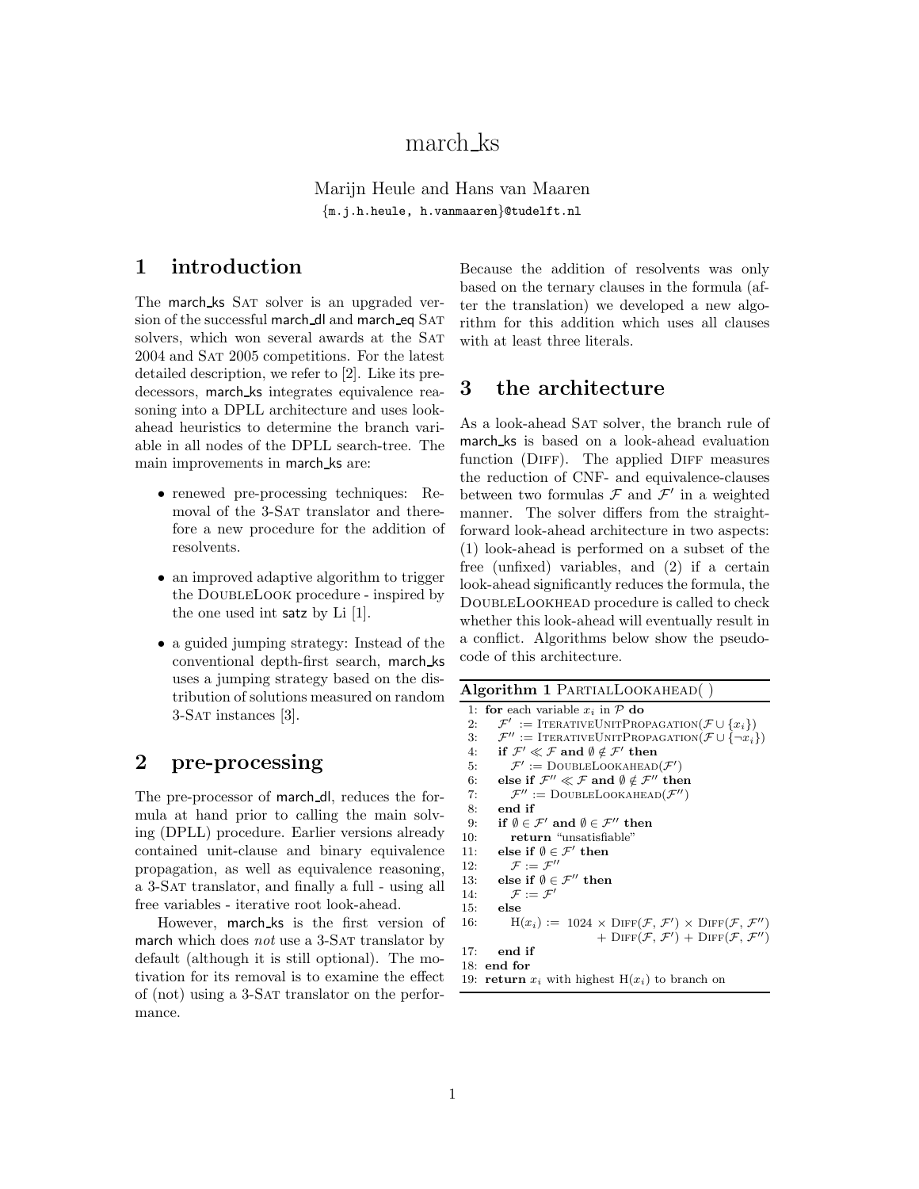# march_ks

Marijn Heule and Hans van Maaren

{m.j.h.heule, h.vanmaaren}@tudelft.nl

## 1 introduction

The march_ks SAT solver is an upgraded version of the successful march_dl and march_eq SAT solvers, which won several awards at the SAT 2004 and SAT 2005 competitions. For the latest detailed description, we refer to [2]. Like its predecessors, march_ks integrates equivalence reasoning into a DPLL architecture and uses look-ahead heuristics to determine the branch variable in all nodes of the DPLL search-tree. The main improvements in march_ks are:

- renewed pre-processing techniques: Removal of the 3-SAT translator and therefore a new procedure for the addition of resolvents.
- an improved adaptive algorithm to trigger the DOUBLELOOK procedure - inspired by the one used int satz by Li [1].
- a guided jumping strategy: Instead of the conventional depth-first search, march_ks uses a jumping strategy based on the distribution of solutions measured on random 3-SAT instances [3].

## 2 pre-processing

The pre-processor of march_dl, reduces the formula at hand prior to calling the main solving (DPLL) procedure. Earlier versions already contained unit-clause and binary equivalence propagation, as well as equivalence reasoning, a 3-SAT translator, and finally a full - using all free variables - iterative root look-ahead.

However, march_ks is the first version of march which does *not* use a 3-SAT translator by default (although it is still optional). The motivation for its removal is to examine the effect of (not) using a 3-SAT translator on the performance.

Because the addition of resolvents was only based on the ternary clauses in the formula (after the translation) we developed a new algorithm for this addition which uses all clauses with at least three literals.

## 3 the architecture

As a look-ahead SAT solver, the branch rule of march_ks is based on a look-ahead evaluation function (DIFF). The applied DIFF measures the reduction of CNF- and equivalence-clauses between two formulas $\mathcal{F}$ and $\mathcal{F}'$ in a weighted manner. The solver differs from the straightforward look-ahead architecture in two aspects: (1) look-ahead is performed on a subset of the free (unfixed) variables, and (2) if a certain look-ahead significantly reduces the formula, the DOUBLELOOKHEAD procedure is called to check whether this look-ahead will eventually result in a conflict. Algorithms below show the pseudocode of this architecture.

**Algorithm 1** PARTIALLOOKAHEAD( )

```
 1: for each variable x_i in P do
 2:    F'  := ITERATIVEUNITPROPAGATION(F ∪ {x_i})
 3:    F'' := ITERATIVEUNITPROPAGATION(F ∪ {¬x_i})
 4:    if F' ≪ F and ∅ ∉ F' then
 5:       F' := DOUBLELOOKAHEAD(F')
 6:    else if F'' ≪ F and ∅ ∉ F'' then
 7:       F'' := DOUBLELOOKAHEAD(F'')
 8:    end if
 9:    if ∅ ∈ F' and ∅ ∈ F'' then
10:       return "unsatisfiable"
11:    else if ∅ ∈ F' then
12:       F := F''
13:    else if ∅ ∈ F'' then
14:       F := F'
15:    else
16:       H(x_i) := 1024 × DIFF(F, F') × DIFF(F, F'')
                    + DIFF(F, F') + DIFF(F, F'')
17:    end if
18: end for
19: return x_i with highest H(x_i) to branch on
```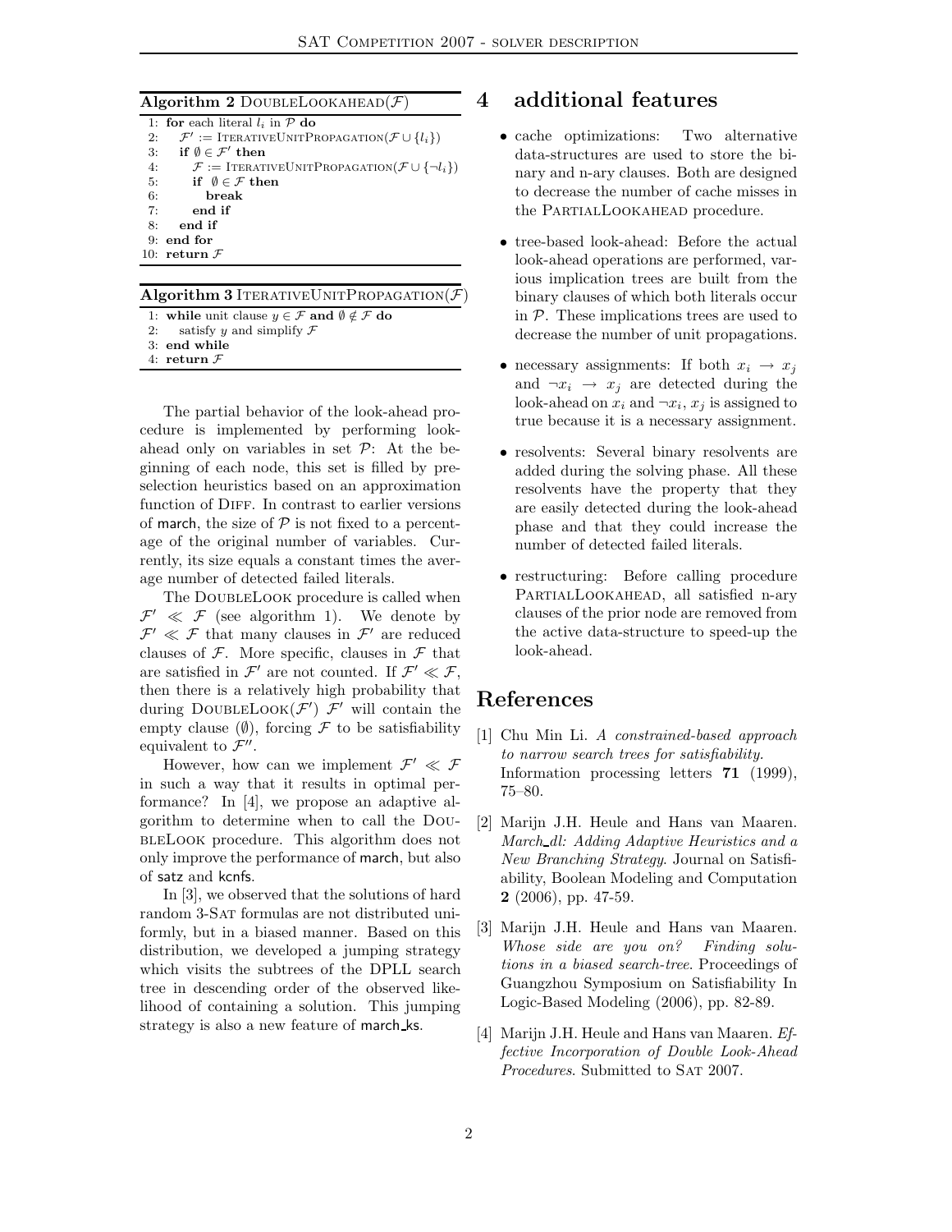**Algorithm 2** DoubleLookahead($\mathcal{F}$)

```
1: for each literal l_i in P do
2:    F' := IterativeUnitPropagation(F ∪ {l_i})
3:    if ∅ ∈ F' then
4:       F := IterativeUnitPropagation(F ∪ {¬l_i})
5:       if ∅ ∈ F then
6:          break
7:       end if
8:    end if
9: end for
10: return F
```

**Algorithm 3** IterativeUnitPropagation($\mathcal{F}$)

```
1: while unit clause y ∈ F and ∅ ∉ F do
2:    satisfy y and simplify F
3: end while
4: return F
```

The partial behavior of the look-ahead procedure is implemented by performing look-ahead only on variables in set $\mathcal{P}$: At the beginning of each node, this set is filled by preselection heuristics based on an approximation function of Diff. In contrast to earlier versions of march, the size of $\mathcal{P}$ is not fixed to a percentage of the original number of variables. Currently, its size equals a constant times the average number of detected failed literals.

The DoubleLook procedure is called when $\mathcal{F}' \ll \mathcal{F}$ (see algorithm 1). We denote by $\mathcal{F}' \ll \mathcal{F}$ that many clauses in $\mathcal{F}'$ are reduced clauses of $\mathcal{F}$. More specific, clauses in $\mathcal{F}$ that are satisfied in $\mathcal{F}'$ are not counted. If $\mathcal{F}' \ll \mathcal{F}$, then there is a relatively high probability that during DoubleLook($\mathcal{F}'$) $\mathcal{F}'$ will contain the empty clause ($\emptyset$), forcing $\mathcal{F}$ to be satisfiability equivalent to $\mathcal{F}''$.

However, how can we implement $\mathcal{F}' \ll \mathcal{F}$ in such a way that it results in optimal performance? In [4], we propose an adaptive algorithm to determine when to call the DoubleLook procedure. This algorithm does not only improve the performance of march, but also of satz and kcnfs.

In [3], we observed that the solutions of hard random 3-Sat formulas are not distributed uniformly, but in a biased manner. Based on this distribution, we developed a jumping strategy which visits the subtrees of the DPLL search tree in descending order of the observed likelihood of containing a solution. This jumping strategy is also a new feature of march_ks.

# 4 additional features

- cache optimizations: Two alternative data-structures are used to store the binary and n-ary clauses. Both are designed to decrease the number of cache misses in the PartialLookahead procedure.
- tree-based look-ahead: Before the actual look-ahead operations are performed, various implication trees are built from the binary clauses of which both literals occur in $\mathcal{P}$. These implications trees are used to decrease the number of unit propagations.
- necessary assignments: If both $x_i \rightarrow x_j$ and $\neg x_i \rightarrow x_j$ are detected during the look-ahead on $x_i$ and $\neg x_i$, $x_j$ is assigned to true because it is a necessary assignment.
- resolvents: Several binary resolvents are added during the solving phase. All these resolvents have the property that they are easily detected during the look-ahead phase and that they could increase the number of detected failed literals.
- restructuring: Before calling procedure PartialLookahead, all satisfied n-ary clauses of the prior node are removed from the active data-structure to speed-up the look-ahead.

# References

[1] Chu Min Li. *A constrained-based approach to narrow search trees for satisfiability.* Information processing letters **71** (1999), 75–80.

[2] Marijn J.H. Heule and Hans van Maaren. *March_dl: Adding Adaptive Heuristics and a New Branching Strategy*. Journal on Satisfiability, Boolean Modeling and Computation **2** (2006), pp. 47-59.

[3] Marijn J.H. Heule and Hans van Maaren. *Whose side are you on? Finding solutions in a biased search-tree*. Proceedings of Guangzhou Symposium on Satisfiability In Logic-Based Modeling (2006), pp. 82-89.

[4] Marijn J.H. Heule and Hans van Maaren. *Effective Incorporation of Double Look-Ahead Procedures*. Submitted to Sat 2007.